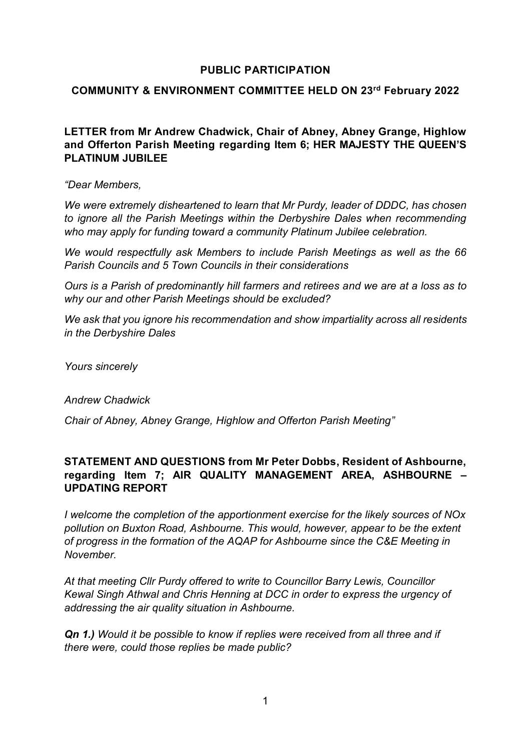**PUBLIC PARTICIPATION**

**COMMUNITY & ENVIRONMENT COMMITTEE HELD ON 23rd February 2022**

**LETTER from Mr Andrew Chadwick, Chair of Abney, Abney Grange, Highlow and Offerton Parish Meeting regarding Item 6; HER MAJESTY THE QUEEN'S PLATINUM JUBILEE**

*"Dear Members,*

*We were extremely disheartened to learn that Mr Purdy, leader of DDDC, has chosen to ignore all the Parish Meetings within the Derbyshire Dales when recommending who may apply for funding toward a community Platinum Jubilee celebration.*

*We would respectfully ask Members to include Parish Meetings as well as the 66 Parish Councils and 5 Town Councils in their considerations*

*Ours is a Parish of predominantly hill farmers and retirees and we are at a loss as to why our and other Parish Meetings should be excluded?*

*We ask that you ignore his recommendation and show impartiality across all residents in the Derbyshire Dales*

*Yours sincerely*

*Andrew Chadwick*

*Chair of Abney, Abney Grange, Highlow and Offerton Parish Meeting"*

**STATEMENT AND QUESTIONS from Mr Peter Dobbs, Resident of Ashbourne, regarding Item 7; AIR QUALITY MANAGEMENT AREA, ASHBOURNE – UPDATING REPORT**

*I welcome the completion of the apportionment exercise for the likely sources of NOx pollution on Buxton Road, Ashbourne. This would, however, appear to be the extent of progress in the formation of the AQAP for Ashbourne since the C&E Meeting in November.*

*At that meeting Cllr Purdy offered to write to Councillor Barry Lewis, Councillor Kewal Singh Athwal and Chris Henning at DCC in order to express the urgency of addressing the air quality situation in Ashbourne.*

***Qn 1.)*** *Would it be possible to know if replies were received from all three and if there were, could those replies be made public?*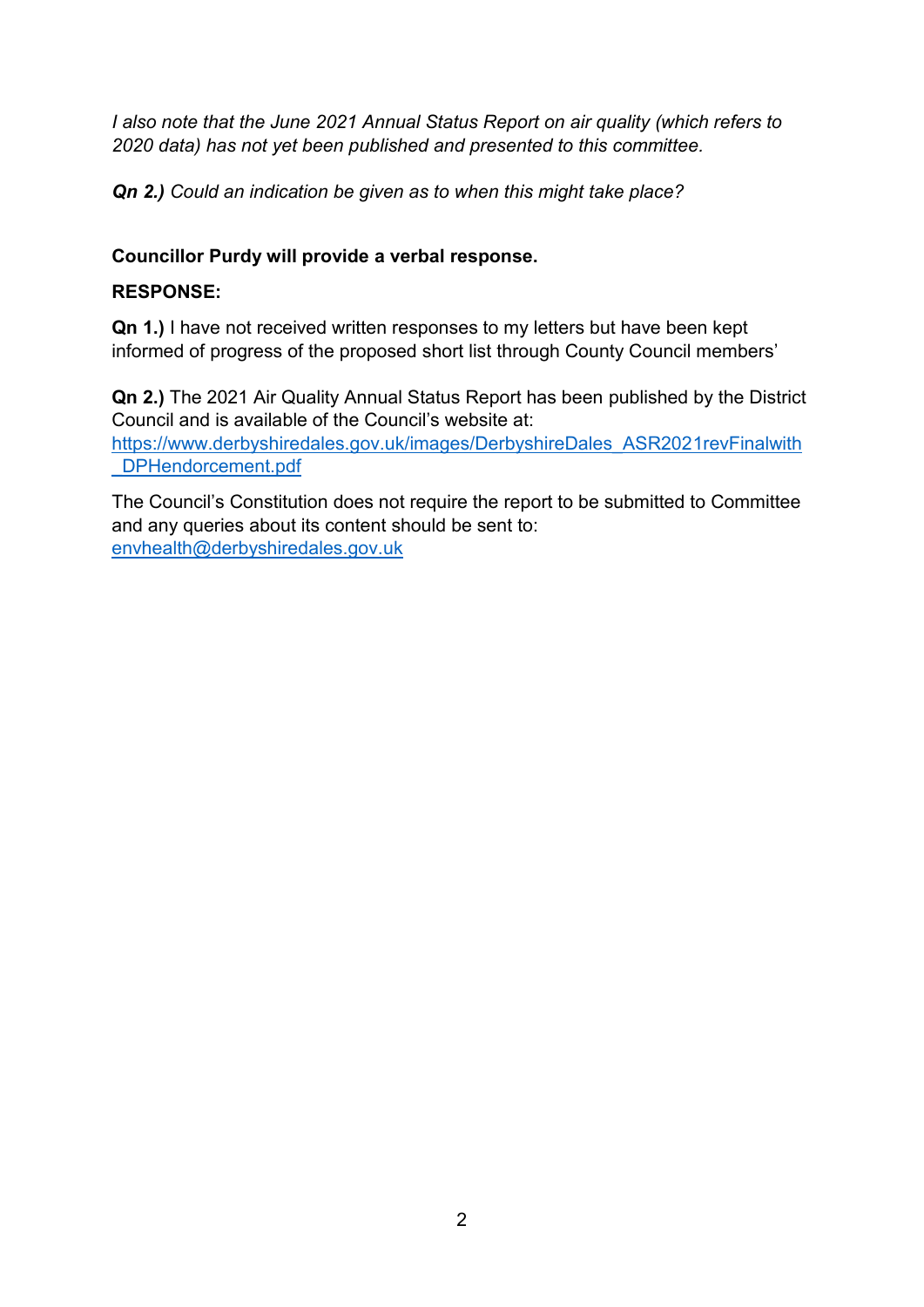*I also note that the June 2021 Annual Status Report on air quality (which refers to 2020 data) has not yet been published and presented to this committee.*

***Qn 2.)*** *Could an indication be given as to when this might take place?*

**Councillor Purdy will provide a verbal response.**

**RESPONSE:**

**Qn 1.)** I have not received written responses to my letters but have been kept informed of progress of the proposed short list through County Council members'

**Qn 2.)** The 2021 Air Quality Annual Status Report has been published by the District Council and is available of the Council's website at: https://www.derbyshiredales.gov.uk/images/DerbyshireDales_ASR2021revFinalwith_DPHendorcement.pdf

The Council's Constitution does not require the report to be submitted to Committee and any queries about its content should be sent to: envhealth@derbyshiredales.gov.uk